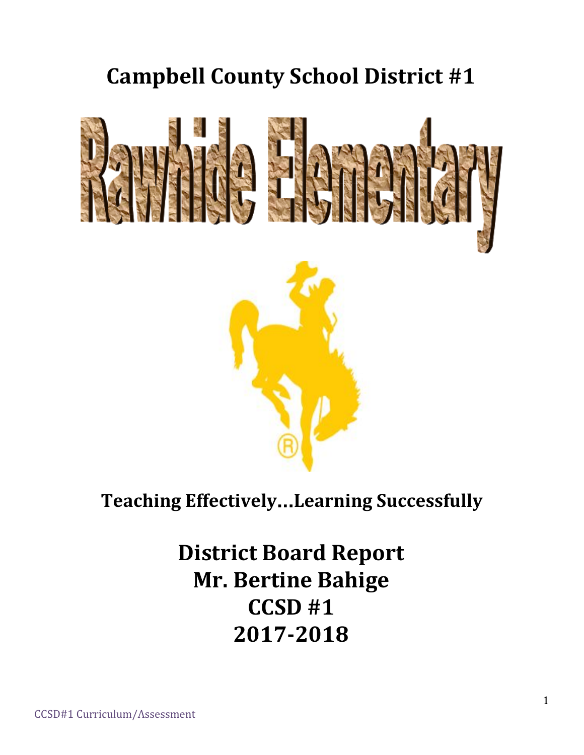# Campbell County School District #1

# Rawhide Elementary

**Teaching Effectively…Learning Successfully**

## District Board Report
## Mr. Bertine Bahige
## CCSD #1
## 2017-2018

CCSD#1 Curriculum/Assessment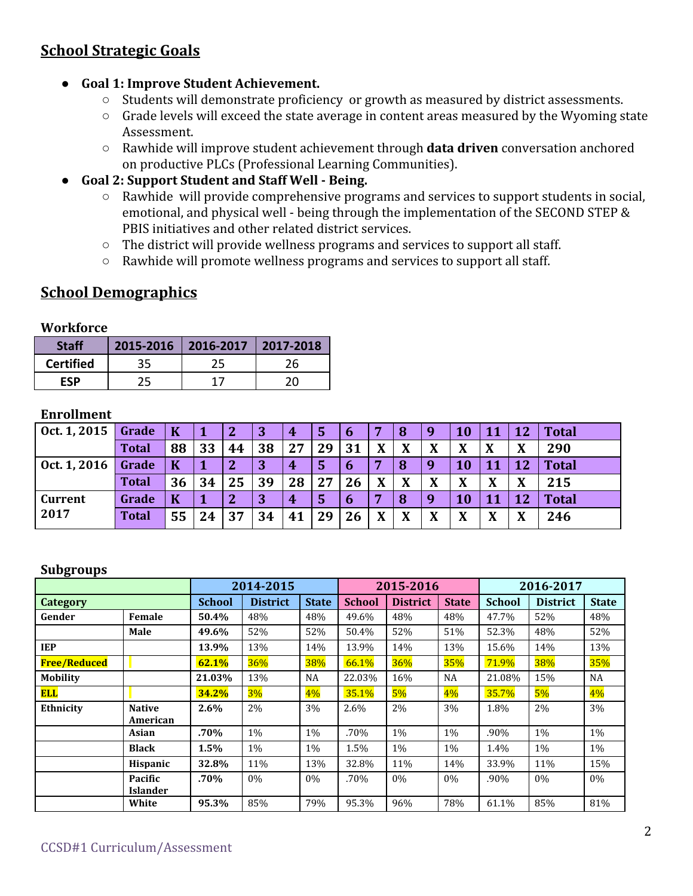## School Strategic Goals

- **Goal 1: Improve Student Achievement.**
  - Students will demonstrate proficiency or growth as measured by district assessments.
  - Grade levels will exceed the state average in content areas measured by the Wyoming state Assessment.
  - Rawhide will improve student achievement through **data driven** conversation anchored on productive PLCs (Professional Learning Communities).
- **Goal 2: Support Student and Staff Well - Being.**
  - Rawhide will provide comprehensive programs and services to support students in social, emotional, and physical well - being through the implementation of the SECOND STEP & PBIS initiatives and other related district services.
  - The district will provide wellness programs and services to support all staff.
  - Rawhide will promote wellness programs and services to support all staff.

## School Demographics

### Workforce

| Staff | 2015-2016 | 2016-2017 | 2017-2018 |
|---|---|---|---|
| Certified | 35 | 25 | 26 |
| ESP | 25 | 17 | 20 |

### Enrollment

| | | | | | | | | | | | | | | | |
|---|---|---|---|---|---|---|---|---|---|---|---|---|---|---|---|
| Oct. 1, 2015 | **Grade** | **K** | **1** | **2** | **3** | **4** | **5** | **6** | **7** | **8** | **9** | **10** | **11** | **12** | **Total** |
| | **Total** | **88** | **33** | **44** | **38** | **27** | **29** | **31** | **X** | **X** | **X** | **X** | **X** | **X** | **290** |
| Oct. 1, 2016 | **Grade** | **K** | **1** | **2** | **3** | **4** | **5** | **6** | **7** | **8** | **9** | **10** | **11** | **12** | **Total** |
| | **Total** | **36** | **34** | **25** | **39** | **28** | **27** | **26** | **X** | **X** | **X** | **X** | **X** | **X** | **215** |
| Current 2017 | **Grade** | **K** | **1** | **2** | **3** | **4** | **5** | **6** | **7** | **8** | **9** | **10** | **11** | **12** | **Total** |
| | **Total** | **55** | **24** | **37** | **34** | **41** | **29** | **26** | **X** | **X** | **X** | **X** | **X** | **X** | **246** |

### Subgroups

| | | 2014-2015 | | | 2015-2016 | | | 2016-2017 | | |
|---|---|---|---|---|---|---|---|---|---|---|
| **Category** | | **School** | **District** | **State** | **School** | **District** | **State** | **School** | **District** | **State** |
| **Gender** | **Female** | **50.4%** | 48% | 48% | 49.6% | 48% | 48% | 47.7% | 52% | 48% |
| | **Male** | **49.6%** | 52% | 52% | 50.4% | 52% | 51% | 52.3% | 48% | 52% |
| **IEP** | | **13.9%** | 13% | 14% | 13.9% | 14% | 13% | 15.6% | 14% | 13% |
| **Free/Reduced** | | **62.1%** | 36% | 38% | 66.1% | 36% | 35% | 71.9% | 38% | 35% |
| **Mobility** | | **21.03%** | 13% | NA | 22.03% | 16% | NA | 21.08% | 15% | NA |
| **ELL** | | **34.2%** | 3% | 4% | 35.1% | 5% | 4% | 35.7% | 5% | 4% |
| **Ethnicity** | **Native American** | **2.6%** | 2% | 3% | 2.6% | 2% | 3% | 1.8% | 2% | 3% |
| | **Asian** | **.70%** | 1% | 1% | .70% | 1% | 1% | .90% | 1% | 1% |
| | **Black** | **1.5%** | 1% | 1% | 1.5% | 1% | 1% | 1.4% | 1% | 1% |
| | **Hispanic** | **32.8%** | 11% | 13% | 32.8% | 11% | 14% | 33.9% | 11% | 15% |
| | **Pacific Islander** | **.70%** | 0% | 0% | .70% | 0% | 0% | .90% | 0% | 0% |
| | **White** | **95.3%** | 85% | 79% | 95.3% | 96% | 78% | 61.1% | 85% | 81% |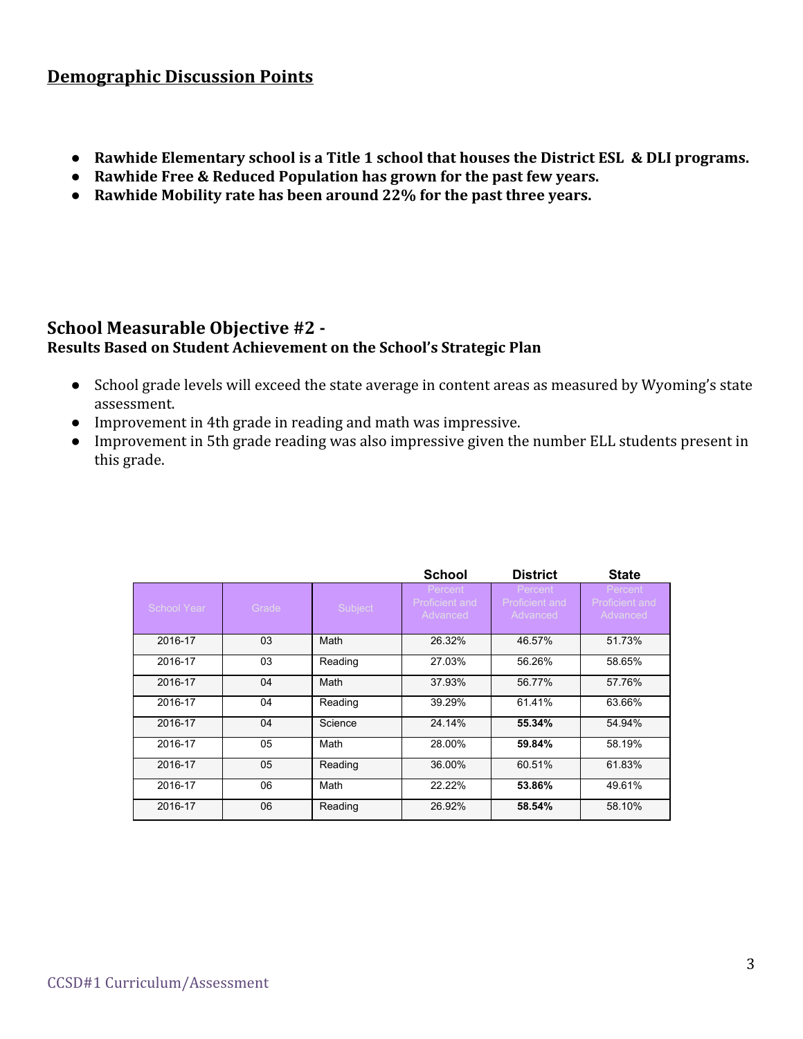## Demographic Discussion Points

- **Rawhide Elementary school is a Title 1 school that houses the District ESL & DLI programs.**
- **Rawhide Free & Reduced Population has grown for the past few years.**
- **Rawhide Mobility rate has been around 22% for the past three years.**

## School Measurable Objective #2 -

**Results Based on Student Achievement on the School's Strategic Plan**

- School grade levels will exceed the state average in content areas as measured by Wyoming's state assessment.
- Improvement in 4th grade in reading and math was impressive.
- Improvement in 5th grade reading was also impressive given the number ELL students present in this grade.

| School Year | Grade | Subject | School Percent Proficient and Advanced | District Percent Proficient and Advanced | State Percent Proficient and Advanced |
|---|---|---|---|---|---|
| 2016-17 | 03 | Math | 26.32% | 46.57% | 51.73% |
| 2016-17 | 03 | Reading | 27.03% | 56.26% | 58.65% |
| 2016-17 | 04 | Math | 37.93% | 56.77% | 57.76% |
| 2016-17 | 04 | Reading | 39.29% | 61.41% | 63.66% |
| 2016-17 | 04 | Science | 24.14% | **55.34%** | 54.94% |
| 2016-17 | 05 | Math | 28.00% | **59.84%** | 58.19% |
| 2016-17 | 05 | Reading | 36.00% | 60.51% | 61.83% |
| 2016-17 | 06 | Math | 22.22% | **53.86%** | 49.61% |
| 2016-17 | 06 | Reading | 26.92% | **58.54%** | 58.10% |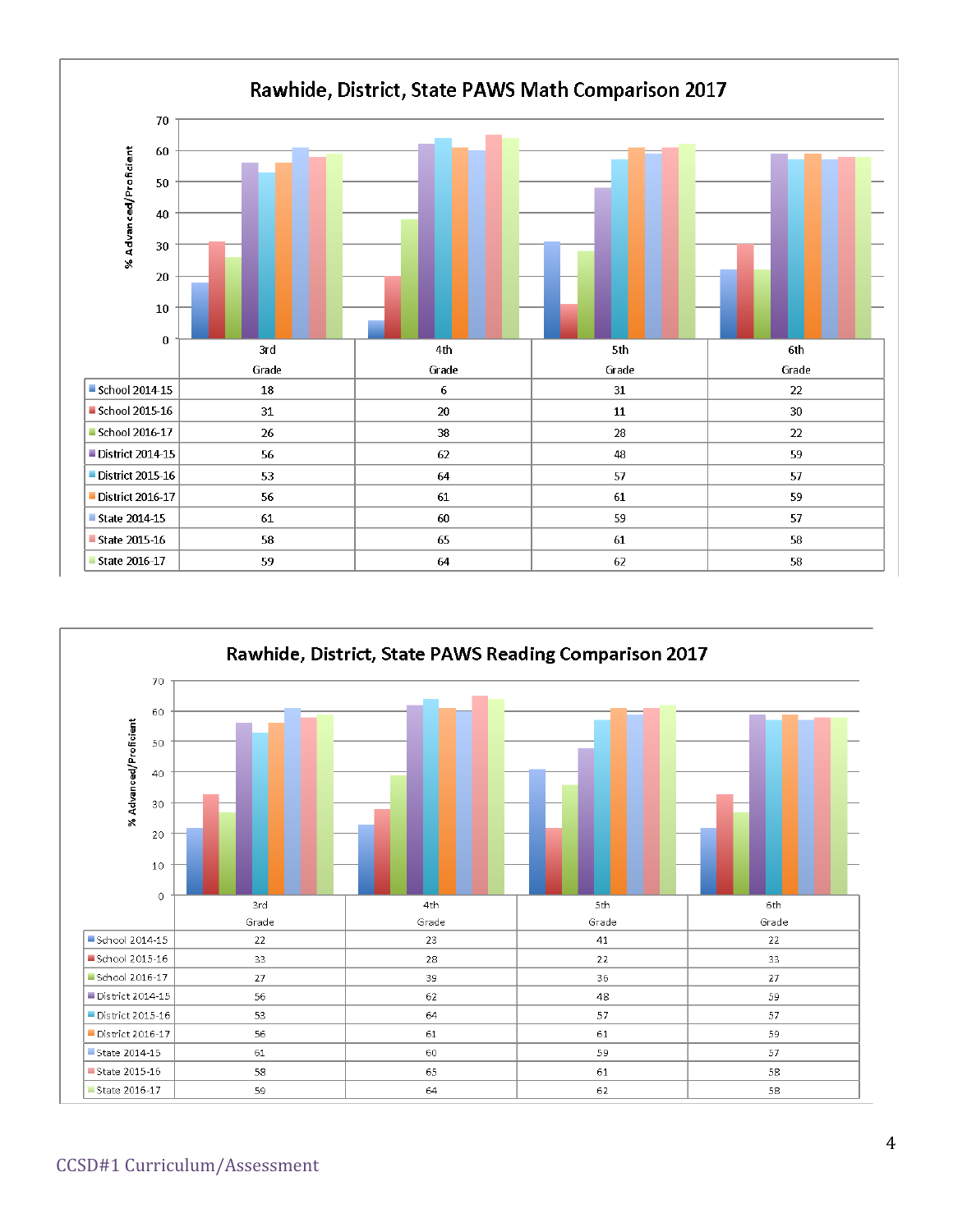## Rawhide, District, State PAWS Math Comparison 2017

% Advanced/Proficient

| | 3rd Grade | 4th Grade | 5th Grade | 6th Grade |
|---|---|---|---|---|
| School 2014-15 | 18 | 6 | 31 | 22 |
| School 2015-16 | 31 | 20 | 11 | 30 |
| School 2016-17 | 26 | 38 | 28 | 22 |
| District 2014-15 | 56 | 62 | 48 | 59 |
| District 2015-16 | 53 | 64 | 57 | 57 |
| District 2016-17 | 56 | 61 | 61 | 59 |
| State 2014-15 | 61 | 60 | 59 | 57 |
| State 2015-16 | 58 | 65 | 61 | 58 |
| State 2016-17 | 59 | 64 | 62 | 58 |

## Rawhide, District, State PAWS Reading Comparison 2017

% Advanced/Proficient

| | 3rd Grade | 4th Grade | 5th Grade | 6th Grade |
|---|---|---|---|---|
| School 2014-15 | 22 | 23 | 41 | 22 |
| School 2015-16 | 33 | 28 | 22 | 33 |
| School 2016-17 | 27 | 39 | 36 | 27 |
| District 2014-15 | 56 | 62 | 48 | 59 |
| District 2015-16 | 53 | 64 | 57 | 57 |
| District 2016-17 | 56 | 61 | 61 | 59 |
| State 2014-15 | 61 | 60 | 59 | 57 |
| State 2015-16 | 58 | 65 | 61 | 58 |
| State 2016-17 | 59 | 64 | 62 | 58 |

CCSD#1 Curriculum/Assessment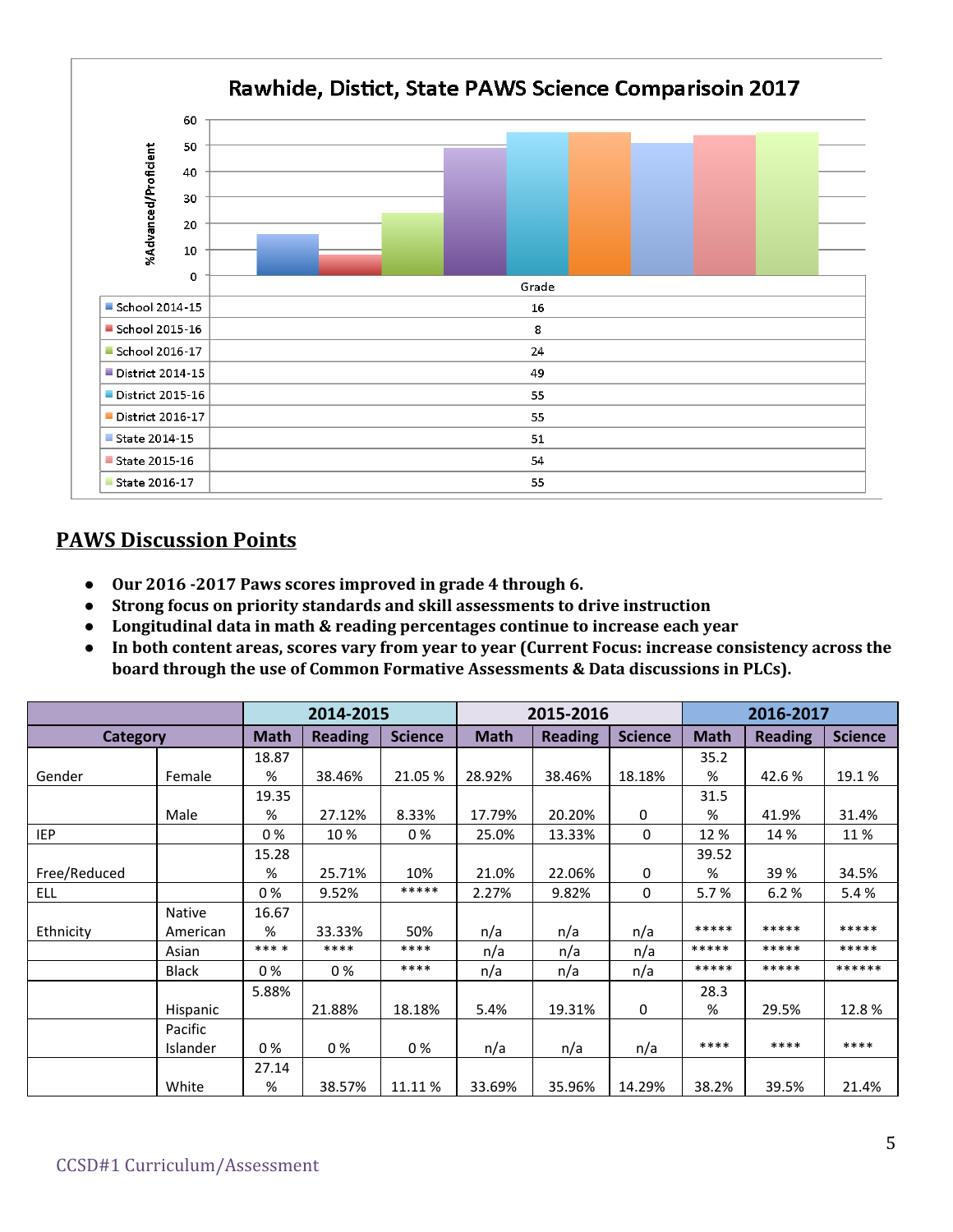## Rawhide, Distict, State PAWS Science Comparisoin 2017

| Grade | |
|---|---|
| School 2014-15 | 16 |
| School 2015-16 | 8 |
| School 2016-17 | 24 |
| District 2014-15 | 49 |
| District 2015-16 | 55 |
| District 2016-17 | 55 |
| State 2014-15 | 51 |
| State 2015-16 | 54 |
| State 2016-17 | 55 |

## PAWS Discussion Points

- **Our 2016 -2017 Paws scores improved in grade 4 through 6.**
- **Strong focus on priority standards and skill assessments to drive instruction**
- **Longitudinal data in math & reading percentages continue to increase each year**
- **In both content areas, scores vary from year to year (Current Focus: increase consistency across the board through the use of Common Formative Assessments & Data discussions in PLCs).**

| Category | | 2014-2015 | | | 2015-2016 | | | 2016-2017 | | |
|---|---|---|---|---|---|---|---|---|---|---|
| | | Math | Reading | Science | Math | Reading | Science | Math | Reading | Science |
| Gender | Female | 18.87 % | 38.46% | 21.05 % | 28.92% | 38.46% | 18.18% | 35.2 % | 42.6 % | 19.1 % |
| | Male | 19.35 % | 27.12% | 8.33% | 17.79% | 20.20% | 0 | 31.5 % | 41.9% | 31.4% |
| IEP | | 0 % | 10 % | 0 % | 25.0% | 13.33% | 0 | 12 % | 14 % | 11 % |
| Free/Reduced | | 15.28 % | 25.71% | 10% | 21.0% | 22.06% | 0 | 39.52 % | 39 % | 34.5% |
| ELL | | 0 % | 9.52% | ***** | 2.27% | 9.82% | 0 | 5.7 % | 6.2 % | 5.4 % |
| Ethnicity | Native American | 16.67 % | 33.33% | 50% | n/a | n/a | n/a | ***** | ***** | ***** |
| | Asian | *** * | **** | **** | n/a | n/a | n/a | ***** | ***** | ***** |
| | Black | 0 % | 0 % | **** | n/a | n/a | n/a | ***** | ***** | ****** |
| | Hispanic | 5.88% | 21.88% | 18.18% | 5.4% | 19.31% | 0 | 28.3 % | 29.5% | 12.8 % |
| | Pacific Islander | 0 % | 0 % | 0 % | n/a | n/a | n/a | **** | **** | **** |
| | White | 27.14 % | 38.57% | 11.11 % | 33.69% | 35.96% | 14.29% | 38.2% | 39.5% | 21.4% |

CCSD#1 Curriculum/Assessment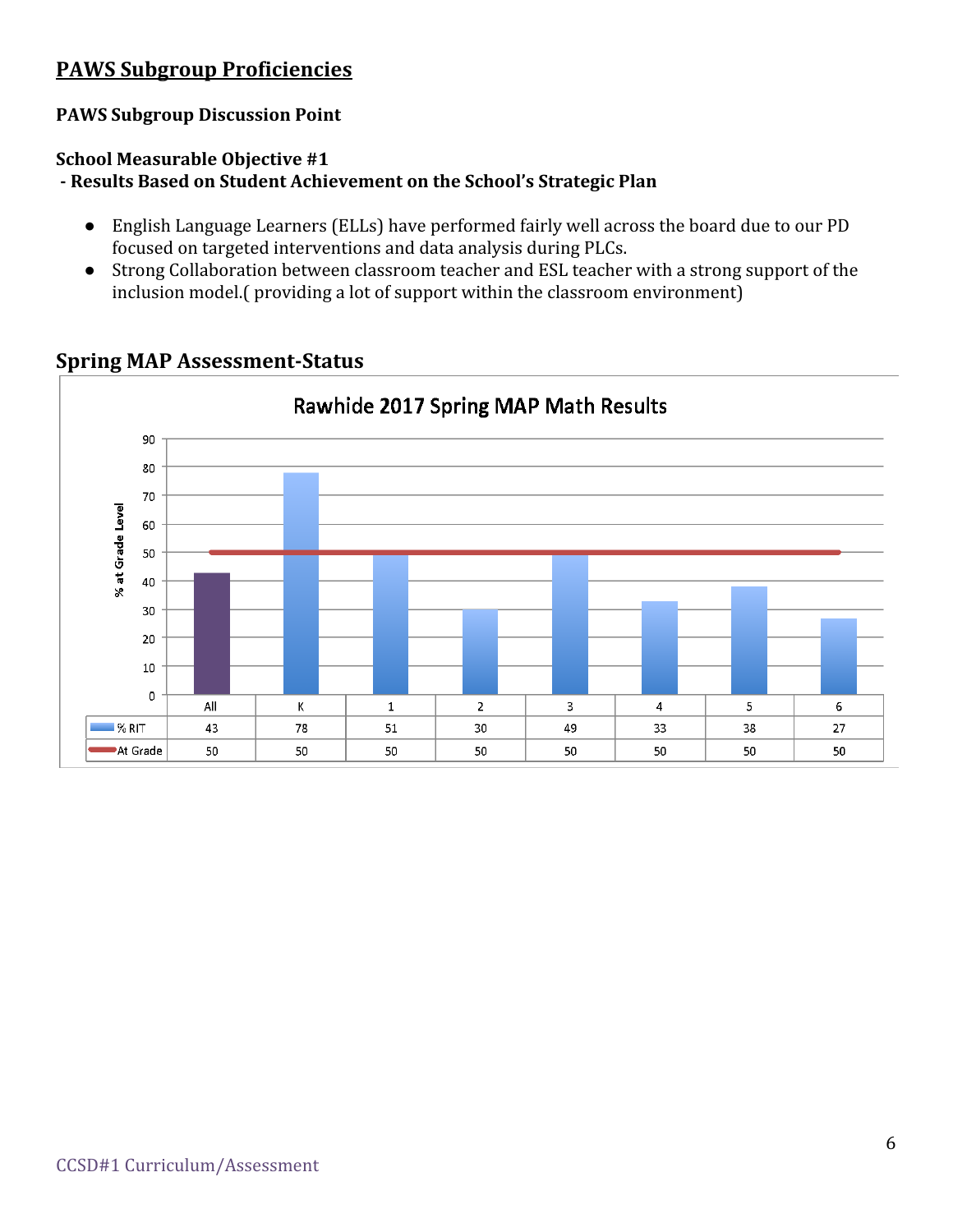## PAWS Subgroup Proficiencies

**PAWS Subgroup Discussion Point**

**School Measurable Objective #1**
**- Results Based on Student Achievement on the School's Strategic Plan**

- English Language Learners (ELLs) have performed fairly well across the board due to our PD focused on targeted interventions and data analysis during PLCs.
- Strong Collaboration between classroom teacher and ESL teacher with a strong support of the inclusion model.( providing a lot of support within the classroom environment)

## Spring MAP Assessment-Status

Rawhide 2017 Spring MAP Math Results

| | All | K | 1 | 2 | 3 | 4 | 5 | 6 |
|---|---|---|---|---|---|---|---|---|
| % RIT | 43 | 78 | 51 | 30 | 49 | 33 | 38 | 27 |
| At Grade | 50 | 50 | 50 | 50 | 50 | 50 | 50 | 50 |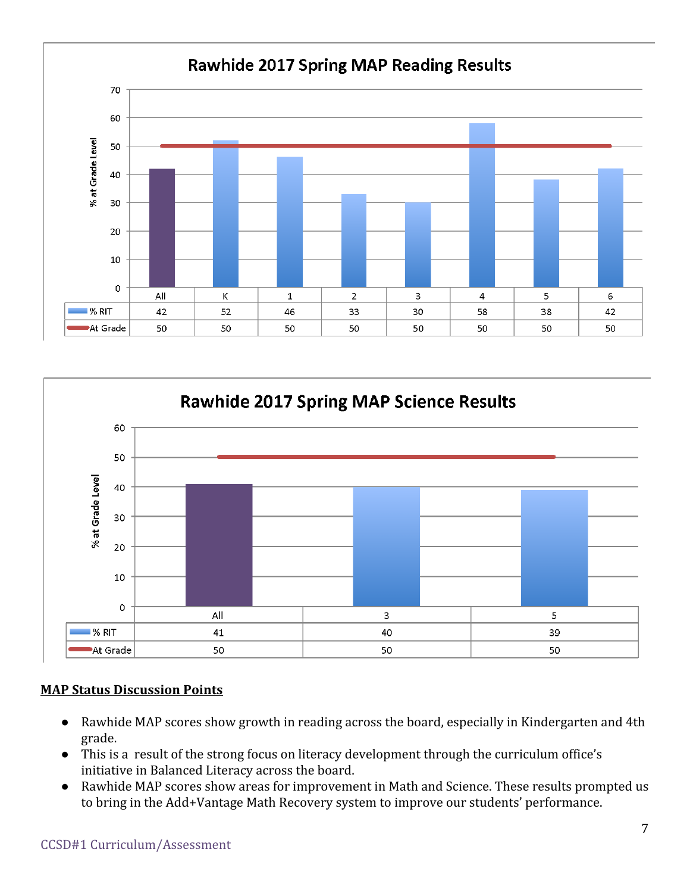## Rawhide 2017 Spring MAP Reading Results

| | All | K | 1 | 2 | 3 | 4 | 5 | 6 |
|---|---|---|---|---|---|---|---|---|
| % RIT | 42 | 52 | 46 | 33 | 30 | 58 | 38 | 42 |
| At Grade | 50 | 50 | 50 | 50 | 50 | 50 | 50 | 50 |

## Rawhide 2017 Spring MAP Science Results

| | All | 3 | 5 |
|---|---|---|---|
| % RIT | 41 | 40 | 39 |
| At Grade | 50 | 50 | 50 |

**MAP Status Discussion Points**

- Rawhide MAP scores show growth in reading across the board, especially in Kindergarten and 4th grade.
- This is a result of the strong focus on literacy development through the curriculum office's initiative in Balanced Literacy across the board.
- Rawhide MAP scores show areas for improvement in Math and Science. These results prompted us to bring in the Add+Vantage Math Recovery system to improve our students' performance.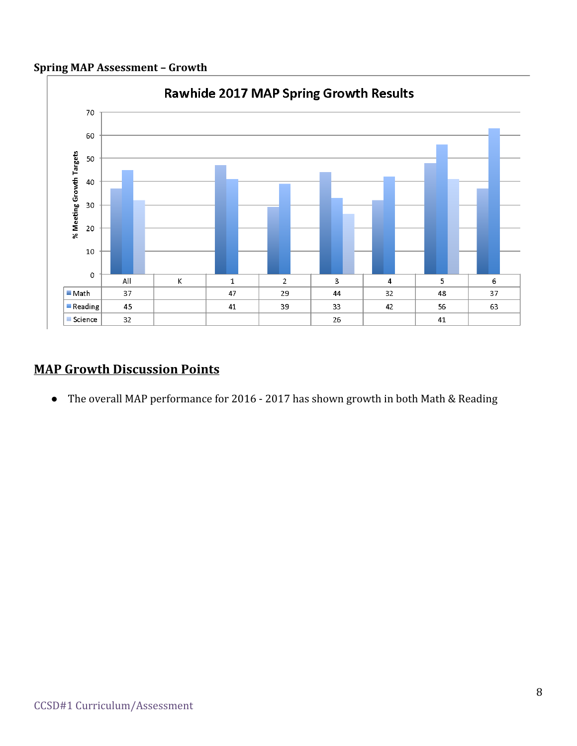**Spring MAP Assessment – Growth**

Rawhide 2017 MAP Spring Growth Results

|  | All | K | 1 | 2 | 3 | 4 | 5 | 6 |
|---|---|---|---|---|---|---|---|---|
| Math | 37 |  | 47 | 29 | 44 | 32 | 48 | 37 |
| Reading | 45 |  | 41 | 39 | 33 | 42 | 56 | 63 |
| Science | 32 |  |  |  | 26 |  | 41 |  |

## MAP Growth Discussion Points

- The overall MAP performance for 2016 - 2017 has shown growth in both Math & Reading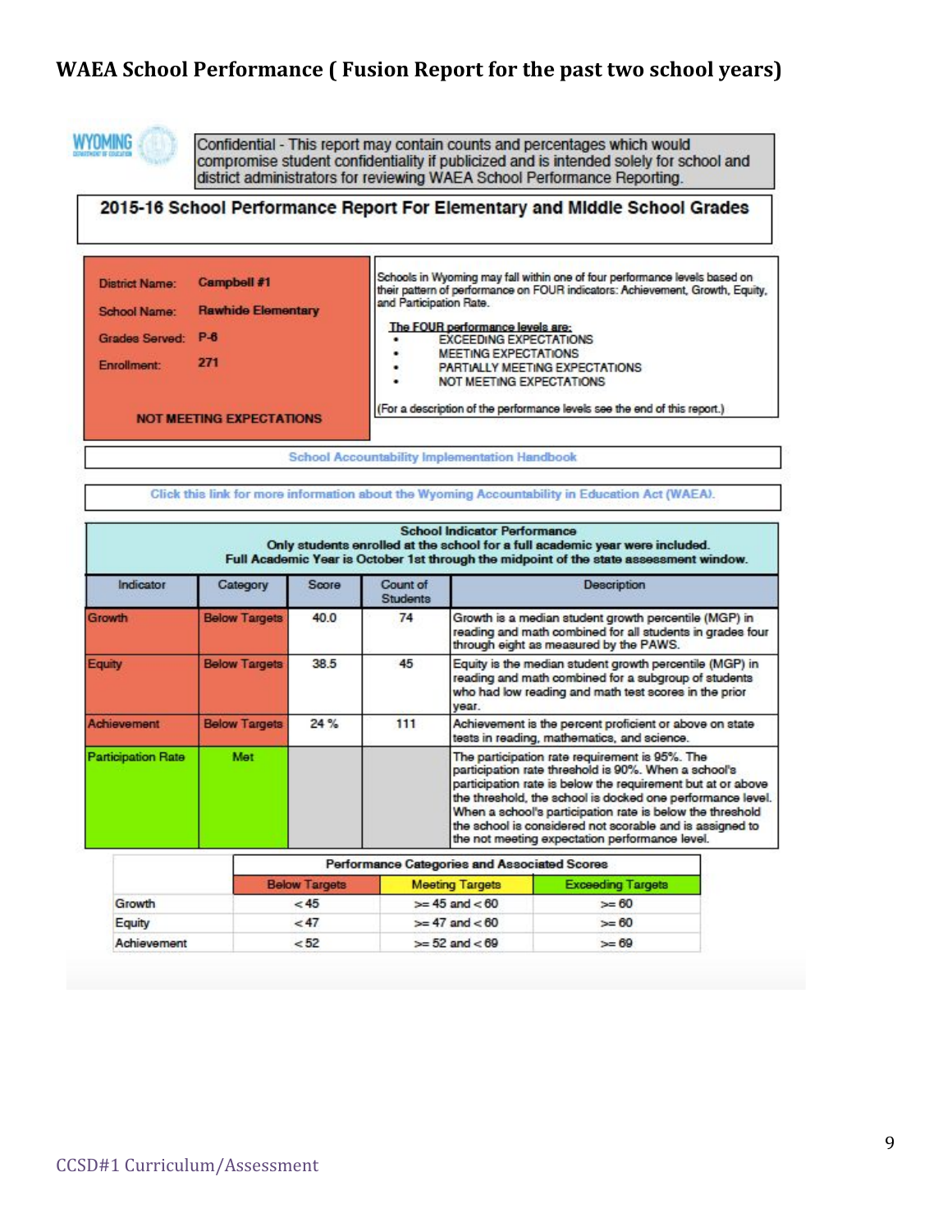# WAEA School Performance ( Fusion Report for the past two school years)

Confidential - This report may contain counts and percentages which would compromise student confidentiality if publicized and is intended solely for school and district administrators for reviewing WAEA School Performance Reporting.

## 2015-16 School Performance Report For Elementary and Middle School Grades

**District Name:** Campbell #1

**School Name:** Rawhide Elementary

**Grades Served:** P-6

**Enrollment:** 271

**NOT MEETING EXPECTATIONS**

Schools in Wyoming may fall within one of four performance levels based on their pattern of performance on FOUR indicators: Achievement, Growth, Equity, and Participation Rate.

The FOUR performance levels are:

- EXCEEDING EXPECTATIONS
- MEETING EXPECTATIONS
- PARTIALLY MEETING EXPECTATIONS
- NOT MEETING EXPECTATIONS

(For a description of the performance levels see the end of this report.)

School Accountability Implementation Handbook

Click this link for more information about the Wyoming Accountability in Education Act (WAEA).

**School Indicator Performance**
**Only students enrolled at the school for a full academic year were included.**
**Full Academic Year is October 1st through the midpoint of the state assessment window.**

| Indicator | Category | Score | Count of Students | Description |
|---|---|---|---|---|
| Growth | Below Targets | 40.0 | 74 | Growth is a median student growth percentile (MGP) in reading and math combined for all students in grades four through eight as measured by the PAWS. |
| Equity | Below Targets | 38.5 | 45 | Equity is the median student growth percentile (MGP) in reading and math combined for a subgroup of students who had low reading and math test scores in the prior year. |
| Achievement | Below Targets | 24 % | 111 | Achievement is the percent proficient or above on state tests in reading, mathematics, and science. |
| Participation Rate | Met | | | The participation rate requirement is 95%. The participation rate threshold is 90%. When a school's participation rate is below the requirement but at or above the threshold, the school is docked one performance level. When a school's participation rate is below the threshold the school is considered not scorable and is assigned to the not meeting expectation performance level. |

| | Performance Categories and Associated Scores | | |
|---|---|---|---|
| | Below Targets | Meeting Targets | Exceeding Targets |
| Growth | < 45 | >= 45 and < 60 | >= 60 |
| Equity | < 47 | >= 47 and < 60 | >= 60 |
| Achievement | < 52 | >= 52 and < 69 | >= 69 |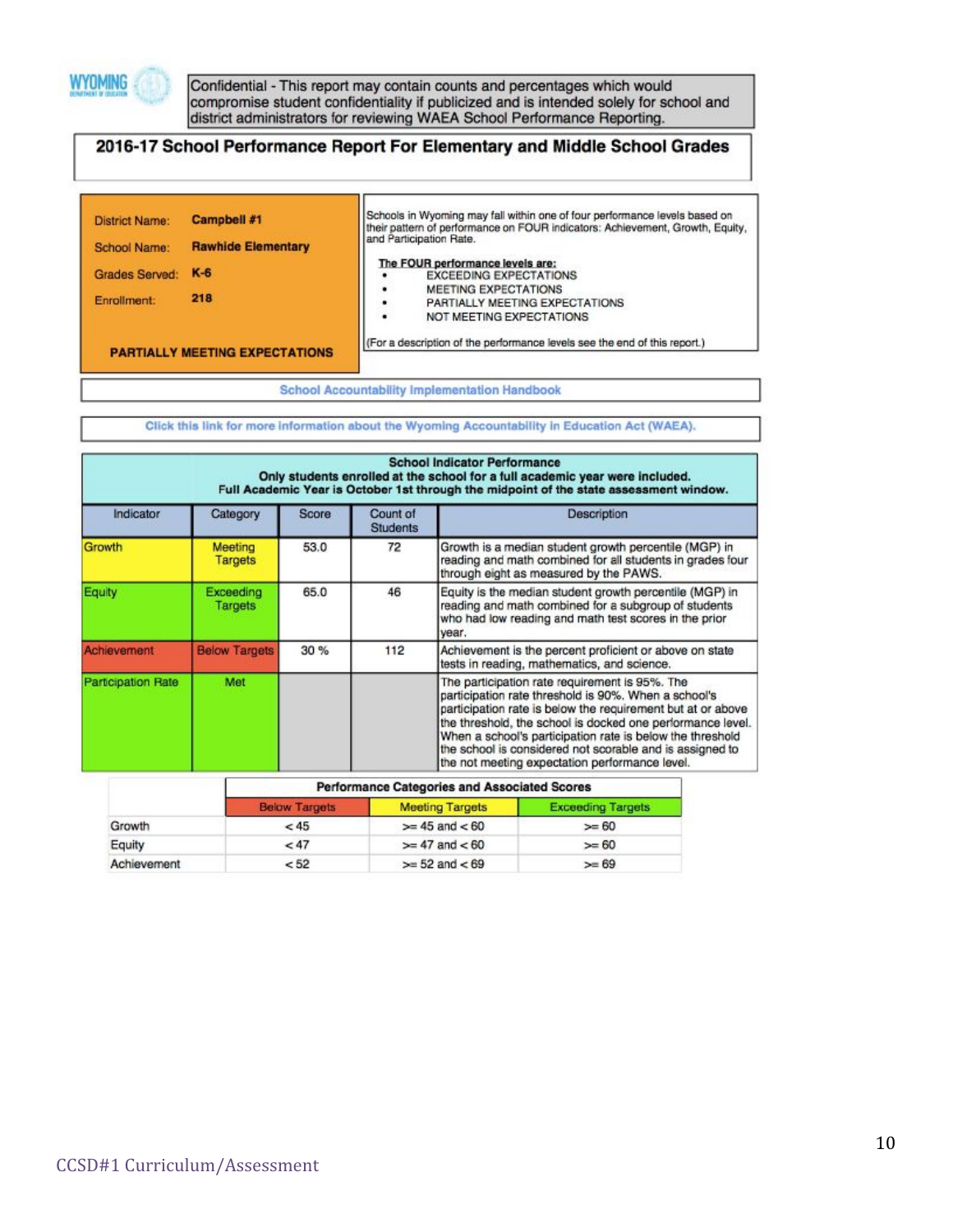WYOMING DEPARTMENT OF EDUCATION

Confidential - This report may contain counts and percentages which would compromise student confidentiality if publicized and is intended solely for school and district administrators for reviewing WAEA School Performance Reporting.

## 2016-17 School Performance Report For Elementary and Middle School Grades

| | |
|---|---|
| District Name: | **Campbell #1** |
| School Name: | **Rawhide Elementary** |
| Grades Served: | **K-6** |
| Enrollment: | **218** |

**PARTIALLY MEETING EXPECTATIONS**

Schools in Wyoming may fall within one of four performance levels based on their pattern of performance on FOUR indicators: Achievement, Growth, Equity, and Participation Rate.

The FOUR performance levels are:
- EXCEEDING EXPECTATIONS
- MEETING EXPECTATIONS
- PARTIALLY MEETING EXPECTATIONS
- NOT MEETING EXPECTATIONS

(For a description of the performance levels see the end of this report.)

School Accountability Implementation Handbook

Click this link for more information about the Wyoming Accountability in Education Act (WAEA).

**School Indicator Performance**
**Only students enrolled at the school for a full academic year were included.**
**Full Academic Year is October 1st through the midpoint of the state assessment window.**

| Indicator | Category | Score | Count of Students | Description |
|---|---|---|---|---|
| Growth | Meeting Targets | 53.0 | 72 | Growth is a median student growth percentile (MGP) in reading and math combined for all students in grades four through eight as measured by the PAWS. |
| Equity | Exceeding Targets | 65.0 | 46 | Equity is the median student growth percentile (MGP) in reading and math combined for a subgroup of students who had low reading and math test scores in the prior year. |
| Achievement | Below Targets | 30 % | 112 | Achievement is the percent proficient or above on state tests in reading, mathematics, and science. |
| Participation Rate | Met | | | The participation rate requirement is 95%. The participation rate threshold is 90%. When a school's participation rate is below the requirement but at or above the threshold, the school is docked one performance level. When a school's participation rate is below the threshold the school is considered not scorable and is assigned to the not meeting expectation performance level. |

| | Performance Categories and Associated Scores | | |
|---|---|---|---|
| | Below Targets | Meeting Targets | Exceeding Targets |
| Growth | < 45 | >= 45 and < 60 | >= 60 |
| Equity | < 47 | >= 47 and < 60 | >= 60 |
| Achievement | < 52 | >= 52 and < 69 | >= 69 |

CCSD#1 Curriculum/Assessment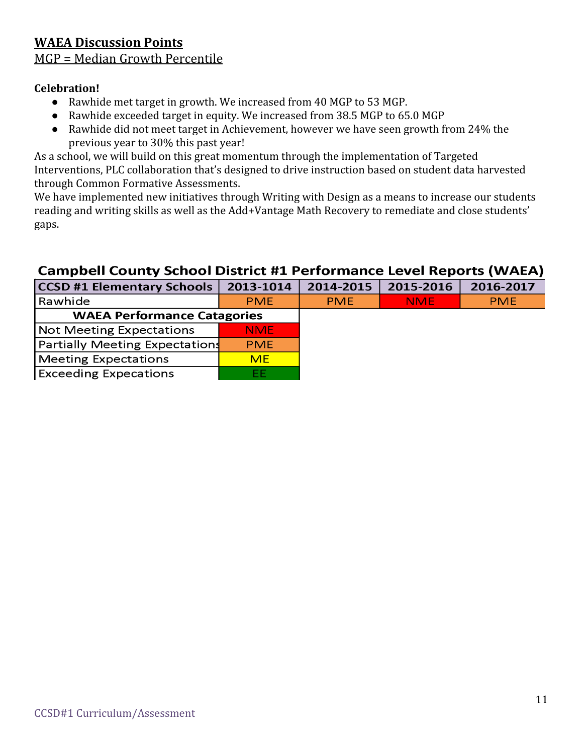## WAEA Discussion Points

MGP = Median Growth Percentile

**Celebration!**

- Rawhide met target in growth. We increased from 40 MGP to 53 MGP.
- Rawhide exceeded target in equity. We increased from 38.5 MGP to 65.0 MGP
- Rawhide did not meet target in Achievement, however we have seen growth from 24% the previous year to 30% this past year!

As a school, we will build on this great momentum through the implementation of Targeted Interventions, PLC collaboration that's designed to drive instruction based on student data harvested through Common Formative Assessments.

We have implemented new initiatives through Writing with Design as a means to increase our students reading and writing skills as well as the Add+Vantage Math Recovery to remediate and close students' gaps.

**Campbell County School District #1 Performance Level Reports (WAEA)**

| CCSD #1 Elementary Schools | 2013-1014 | 2014-2015 | 2015-2016 | 2016-2017 |
|---|---|---|---|---|
| Rawhide | PME | PME | NME | PME |

| WAEA Performance Catagories | |
|---|---|
| Not Meeting Expectations | NME |
| Partially Meeting Expectations | PME |
| Meeting Expectations | ME |
| Exceeding Expecations | EE |

CCSD#1 Curriculum/Assessment